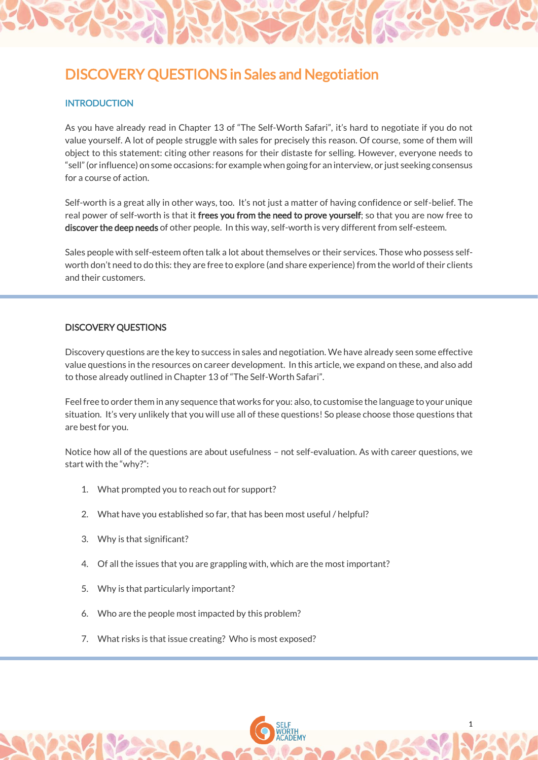# DISCOVERY QUESTIONS in Sales and Negotiation

## INTRODUCTION

As you have already read in Chapter 13 of "The Self-Worth Safari", it's hard to negotiate if you do not value yourself. A lot of people struggle with sales for precisely this reason. Of course, some of them will object to this statement: citing other reasons for their distaste for selling. However, everyone needs to "sell" (or influence) on some occasions: for example when going for an interview, or just seeking consensus for a course of action.

Self-worth is a great ally in other ways, too. It's not just a matter of having confidence or self-belief. The real power of self-worth is that it **frees you from the need to prove yourself**; so that you are now free to **discover the deep needs** of other people. In this way, self-worth is very different from self-esteem.

Sales people with self-esteem often talk a lot about themselves or their services. Those who possess self-worth don't need to do this: they are free to explore (and share experience) from the world of their clients and their customers.

## DISCOVERY QUESTIONS

Discovery questions are the key to success in sales and negotiation. We have already seen some effective value questions in the resources on career development. In this article, we expand on these, and also add to those already outlined in Chapter 13 of "The Self-Worth Safari".

Feel free to order them in any sequence that works for you: also, to customise the language to your unique situation. It's very unlikely that you will use all of these questions! So please choose those questions that are best for you.

Notice how all of the questions are about usefulness – not self-evaluation. As with career questions, we start with the "why?":

1. What prompted you to reach out for support?
2. What have you established so far, that has been most useful / helpful?
3. Why is that significant?
4. Of all the issues that you are grappling with, which are the most important?
5. Why is that particularly important?
6. Who are the people most impacted by this problem?
7. What risks is that issue creating? Who is most exposed?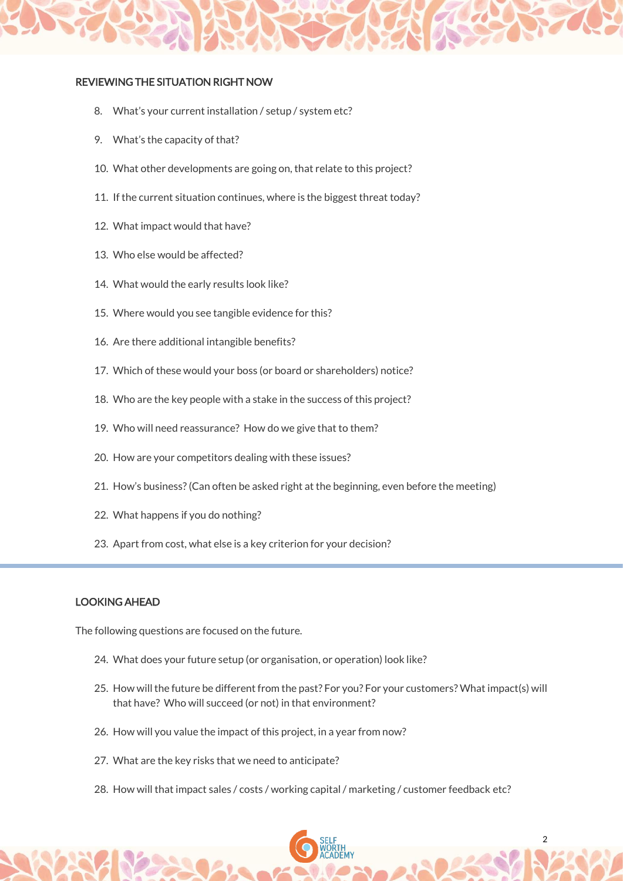## REVIEWING THE SITUATION RIGHT NOW

8. What's your current installation / setup / system etc?
9. What's the capacity of that?
10. What other developments are going on, that relate to this project?
11. If the current situation continues, where is the biggest threat today?
12. What impact would that have?
13. Who else would be affected?
14. What would the early results look like?
15. Where would you see tangible evidence for this?
16. Are there additional intangible benefits?
17. Which of these would your boss (or board or shareholders) notice?
18. Who are the key people with a stake in the success of this project?
19. Who will need reassurance? How do we give that to them?
20. How are your competitors dealing with these issues?
21. How's business? (Can often be asked right at the beginning, even before the meeting)
22. What happens if you do nothing?
23. Apart from cost, what else is a key criterion for your decision?

## LOOKING AHEAD

The following questions are focused on the future.

24. What does your future setup (or organisation, or operation) look like?
25. How will the future be different from the past? For you? For your customers? What impact(s) will that have? Who will succeed (or not) in that environment?
26. How will you value the impact of this project, in a year from now?
27. What are the key risks that we need to anticipate?
28. How will that impact sales / costs / working capital / marketing / customer feedback etc?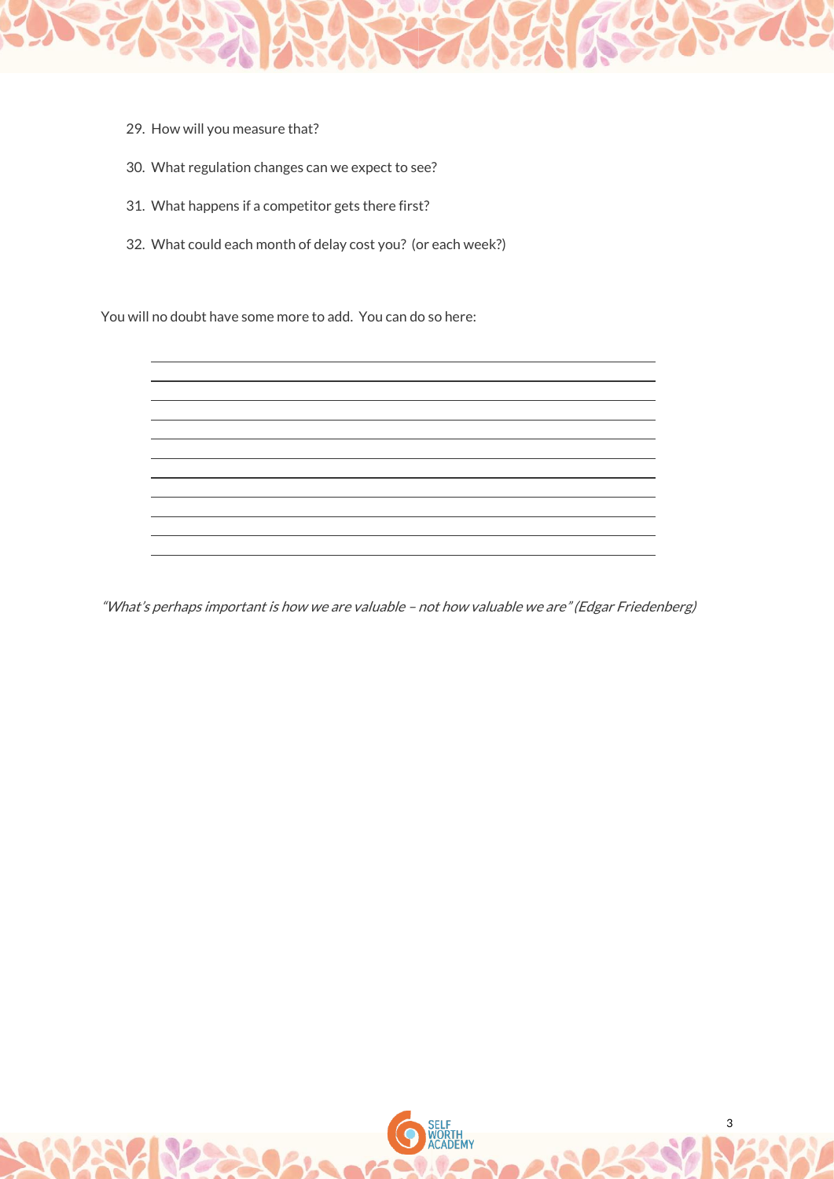29. How will you measure that?
30. What regulation changes can we expect to see?
31. What happens if a competitor gets there first?
32. What could each month of delay cost you? (or each week?)

You will no doubt have some more to add. You can do so here:

_______________________________________________

_______________________________________________

_______________________________________________

_______________________________________________

_______________________________________________

_______________________________________________

_______________________________________________

_______________________________________________

_______________________________________________

_______________________________________________

_______________________________________________

*"What's perhaps important is how we are valuable – not how valuable we are" (Edgar Friedenberg)*